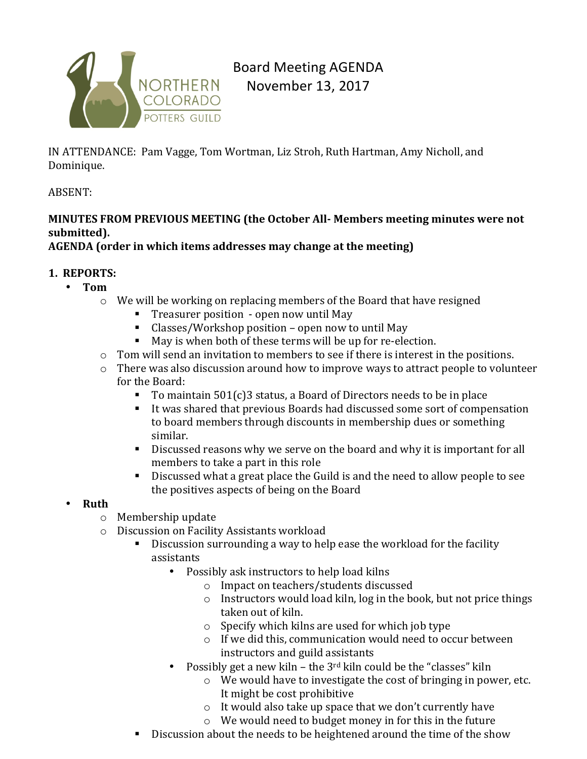NORTHERN COLORADO POTTERS GUILD

# Board Meeting AGENDA
## November 13, 2017

IN ATTENDANCE: Pam Vagge, Tom Wortman, Liz Stroh, Ruth Hartman, Amy Nicholl, and Dominique.

ABSENT:

**MINUTES FROM PREVIOUS MEETING (the October All- Members meeting minutes were not submitted).**
**AGENDA (order in which items addresses may change at the meeting)**

**1. REPORTS:**

- **Tom**
  - We will be working on replacing members of the Board that have resigned
    - Treasurer position - open now until May
    - Classes/Workshop position – open now to until May
    - May is when both of these terms will be up for re-election.
  - Tom will send an invitation to members to see if there is interest in the positions.
  - There was also discussion around how to improve ways to attract people to volunteer for the Board:
    - To maintain 501(c)3 status, a Board of Directors needs to be in place
    - It was shared that previous Boards had discussed some sort of compensation to board members through discounts in membership dues or something similar.
    - Discussed reasons why we serve on the board and why it is important for all members to take a part in this role
    - Discussed what a great place the Guild is and the need to allow people to see the positives aspects of being on the Board
- **Ruth**
  - Membership update
  - Discussion on Facility Assistants workload
    - Discussion surrounding a way to help ease the workload for the facility assistants
      - Possibly ask instructors to help load kilns
        - Impact on teachers/students discussed
        - Instructors would load kiln, log in the book, but not price things taken out of kiln.
        - Specify which kilns are used for which job type
        - If we did this, communication would need to occur between instructors and guild assistants
      - Possibly get a new kiln – the 3rd kiln could be the "classes" kiln
        - We would have to investigate the cost of bringing in power, etc. It might be cost prohibitive
        - It would also take up space that we don't currently have
        - We would need to budget money in for this in the future
    - Discussion about the needs to be heightened around the time of the show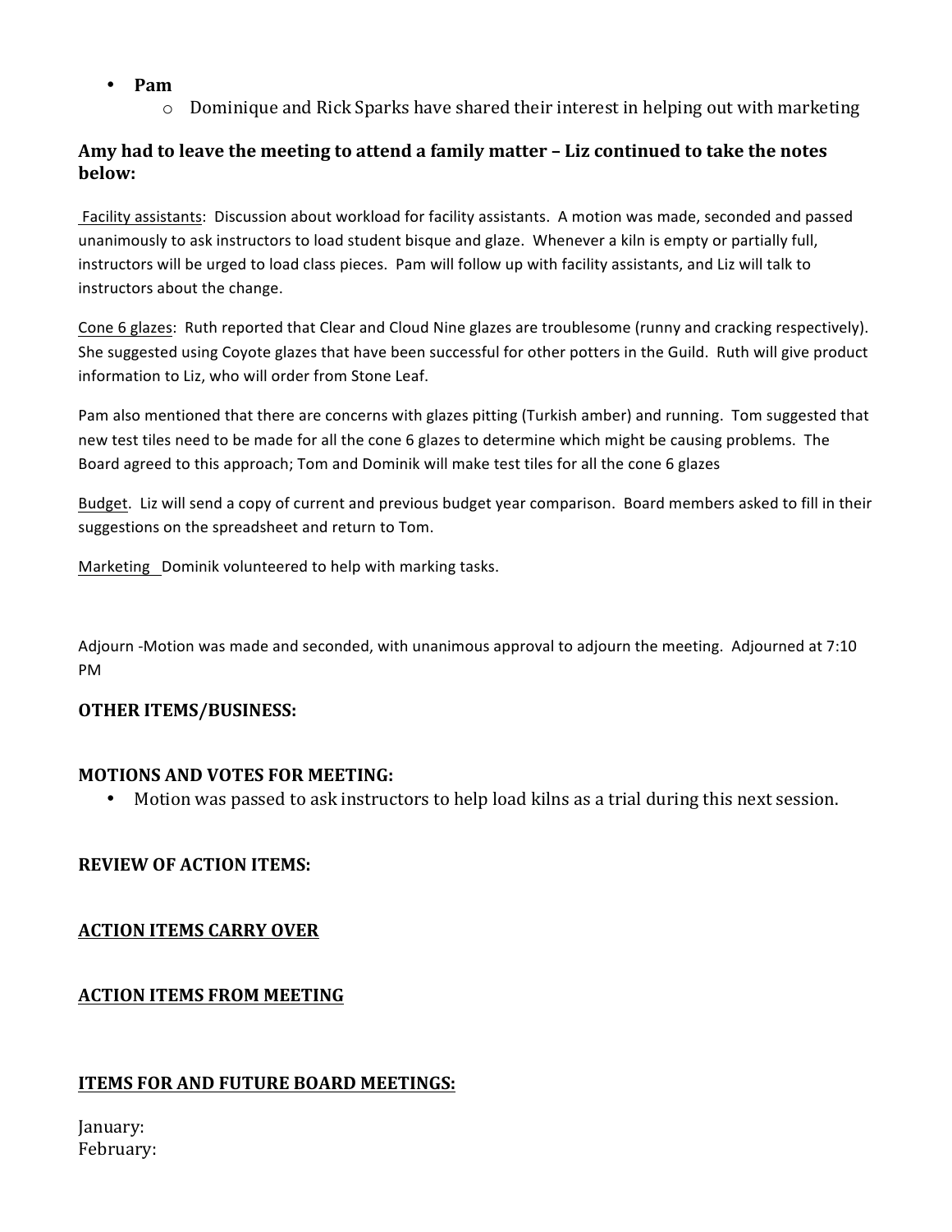- **Pam**
  - Dominique and Rick Sparks have shared their interest in helping out with marketing

**Amy had to leave the meeting to attend a family matter – Liz continued to take the notes below:**

Facility assistants: Discussion about workload for facility assistants. A motion was made, seconded and passed unanimously to ask instructors to load student bisque and glaze. Whenever a kiln is empty or partially full, instructors will be urged to load class pieces. Pam will follow up with facility assistants, and Liz will talk to instructors about the change.

Cone 6 glazes: Ruth reported that Clear and Cloud Nine glazes are troublesome (runny and cracking respectively). She suggested using Coyote glazes that have been successful for other potters in the Guild. Ruth will give product information to Liz, who will order from Stone Leaf.

Pam also mentioned that there are concerns with glazes pitting (Turkish amber) and running. Tom suggested that new test tiles need to be made for all the cone 6 glazes to determine which might be causing problems. The Board agreed to this approach; Tom and Dominik will make test tiles for all the cone 6 glazes

Budget. Liz will send a copy of current and previous budget year comparison. Board members asked to fill in their suggestions on the spreadsheet and return to Tom.

Marketing Dominik volunteered to help with marking tasks.

Adjourn -Motion was made and seconded, with unanimous approval to adjourn the meeting. Adjourned at 7:10 PM

**OTHER ITEMS/BUSINESS:**

**MOTIONS AND VOTES FOR MEETING:**

- Motion was passed to ask instructors to help load kilns as a trial during this next session.

**REVIEW OF ACTION ITEMS:**

**ACTION ITEMS CARRY OVER**

**ACTION ITEMS FROM MEETING**

**ITEMS FOR AND FUTURE BOARD MEETINGS:**

January:
February: